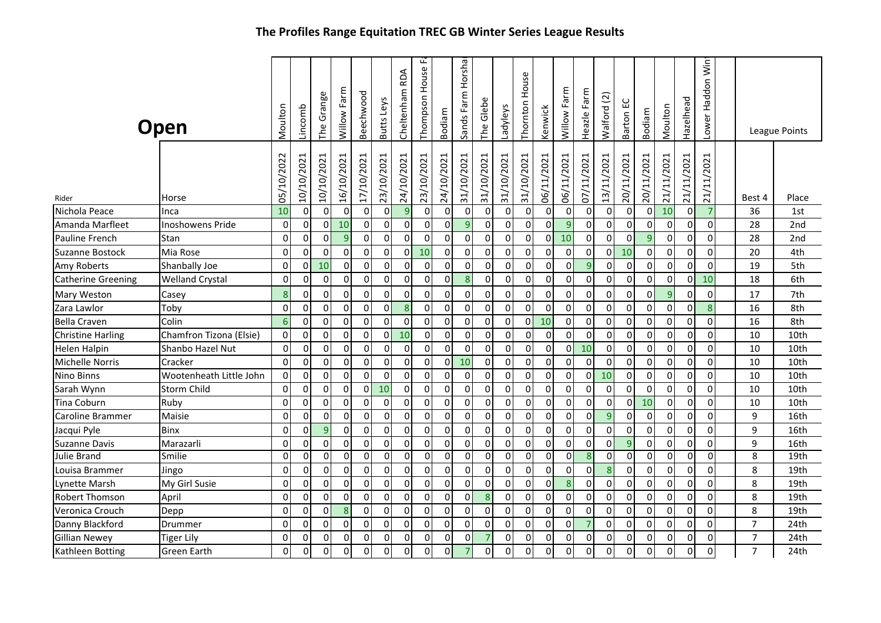# The Profiles Range Equitation TREC GB Winter Series League Results

| **Open** | | Moulton | Lincomb | The Grange | Willow Farm | Beechwood | Butts Leys | Cheltenham RDA | Thompson House F | Bodiam | Sands Farm Horsha | The Glebe | Ladyleys | Thornton House | Kenwick | Willow Farm | Heazle Farm | Walford (2) | Barton EC | Bodiam | Moulton | Hazelhead | Lower Haddon Win | League Points | |
|---|---|---|---|---|---|---|---|---|---|---|---|---|---|---|---|---|---|---|---|---|---|---|---|---|---|
| Rider | Horse | 05/10/2022 | 10/10/2021 | 10/10/2021 | 16/10/2021 | 17/10/2021 | 23/10/2021 | 24/10/2021 | 23/10/2021 | 24/10/2021 | 31/10/2021 | 31/10/2021 | 31/10/2021 | 31/10/2021 | 06/11/2021 | 06/11/2021 | 07/11/2021 | 13/11/2021 | 20/11/2021 | 20/11/2021 | 21/11/2021 | 21/11/2021 | 21/11/2021 | Best 4 | Place |
| Nichola Peace | Inca | 10 | 0 | 0 | 0 | 0 | 0 | 9 | 0 | 0 | 0 | 0 | 0 | 0 | 0 | 0 | 0 | 0 | 0 | 0 | 10 | 0 | 7 | 36 | 1st |
| Amanda Marfleet | Inoshowens Pride | 0 | 0 | 0 | 10 | 0 | 0 | 0 | 0 | 0 | 9 | 0 | 0 | 0 | 0 | 9 | 0 | 0 | 0 | 0 | 0 | 0 | 0 | 28 | 2nd |
| Pauline French | Stan | 0 | 0 | 0 | 9 | 0 | 0 | 0 | 0 | 0 | 0 | 0 | 0 | 0 | 0 | 10 | 0 | 0 | 0 | 9 | 0 | 0 | 0 | 28 | 2nd |
| Suzanne Bostock | Mia Rose | 0 | 0 | 0 | 0 | 0 | 0 | 0 | 10 | 0 | 0 | 0 | 0 | 0 | 0 | 0 | 0 | 0 | 10 | 0 | 0 | 0 | 0 | 20 | 4th |
| Amy Roberts | Shanbally Joe | 0 | 0 | 10 | 0 | 0 | 0 | 0 | 0 | 0 | 0 | 0 | 0 | 0 | 0 | 0 | 9 | 0 | 0 | 0 | 0 | 0 | 0 | 19 | 5th |
| Catherine Greening | Welland Crystal | 0 | 0 | 0 | 0 | 0 | 0 | 0 | 0 | 0 | 8 | 0 | 0 | 0 | 0 | 0 | 0 | 0 | 0 | 0 | 0 | 0 | 10 | 18 | 6th |
| Mary Weston | Casey | 8 | 0 | 0 | 0 | 0 | 0 | 0 | 0 | 0 | 0 | 0 | 0 | 0 | 0 | 0 | 0 | 0 | 0 | 0 | 9 | 0 | 0 | 17 | 7th |
| Zara Lawlor | Toby | 0 | 0 | 0 | 0 | 0 | 0 | 8 | 0 | 0 | 0 | 0 | 0 | 0 | 0 | 0 | 0 | 0 | 0 | 0 | 0 | 0 | 8 | 16 | 8th |
| Bella Craven | Colin | 6 | 0 | 0 | 0 | 0 | 0 | 0 | 0 | 0 | 0 | 0 | 0 | 0 | 10 | 0 | 0 | 0 | 0 | 0 | 0 | 0 | 0 | 16 | 8th |
| Christine Harling | Chamfron Tizona (Elsie) | 0 | 0 | 0 | 0 | 0 | 0 | 10 | 0 | 0 | 0 | 0 | 0 | 0 | 0 | 0 | 0 | 0 | 0 | 0 | 0 | 0 | 0 | 10 | 10th |
| Helen Halpin | Shanbo Hazel Nut | 0 | 0 | 0 | 0 | 0 | 0 | 0 | 0 | 0 | 0 | 0 | 0 | 0 | 0 | 0 | 10 | 0 | 0 | 0 | 0 | 0 | 0 | 10 | 10th |
| Michelle Norris | Cracker | 0 | 0 | 0 | 0 | 0 | 0 | 0 | 0 | 0 | 10 | 0 | 0 | 0 | 0 | 0 | 0 | 0 | 0 | 0 | 0 | 0 | 0 | 10 | 10th |
| Nino Binns | Wootenheath Little John | 0 | 0 | 0 | 0 | 0 | 0 | 0 | 0 | 0 | 0 | 0 | 0 | 0 | 0 | 0 | 0 | 10 | 0 | 0 | 0 | 0 | 0 | 10 | 10th |
| Sarah Wynn | Storm Child | 0 | 0 | 0 | 0 | 0 | 10 | 0 | 0 | 0 | 0 | 0 | 0 | 0 | 0 | 0 | 0 | 0 | 0 | 0 | 0 | 0 | 0 | 10 | 10th |
| Tina Coburn | Ruby | 0 | 0 | 0 | 0 | 0 | 0 | 0 | 0 | 0 | 0 | 0 | 0 | 0 | 0 | 0 | 0 | 0 | 0 | 10 | 0 | 0 | 0 | 10 | 10th |
| Caroline Brammer | Maisie | 0 | 0 | 0 | 0 | 0 | 0 | 0 | 0 | 0 | 0 | 0 | 0 | 0 | 0 | 0 | 0 | 9 | 0 | 0 | 0 | 0 | 0 | 9 | 16th |
| Jacqui Pyle | Binx | 0 | 0 | 9 | 0 | 0 | 0 | 0 | 0 | 0 | 0 | 0 | 0 | 0 | 0 | 0 | 0 | 0 | 0 | 0 | 0 | 0 | 0 | 9 | 16th |
| Suzanne Davis | Marazarli | 0 | 0 | 0 | 0 | 0 | 0 | 0 | 0 | 0 | 0 | 0 | 0 | 0 | 0 | 0 | 0 | 0 | 9 | 0 | 0 | 0 | 0 | 9 | 16th |
| Julie Brand | Smilie | 0 | 0 | 0 | 0 | 0 | 0 | 0 | 0 | 0 | 0 | 0 | 0 | 0 | 0 | 0 | 8 | 0 | 0 | 0 | 0 | 0 | 0 | 8 | 19th |
| Louisa Brammer | Jingo | 0 | 0 | 0 | 0 | 0 | 0 | 0 | 0 | 0 | 0 | 0 | 0 | 0 | 0 | 0 | 0 | 8 | 0 | 0 | 0 | 0 | 0 | 8 | 19th |
| Lynette Marsh | My Girl Susie | 0 | 0 | 0 | 0 | 0 | 0 | 0 | 0 | 0 | 0 | 0 | 0 | 0 | 0 | 8 | 0 | 0 | 0 | 0 | 0 | 0 | 0 | 8 | 19th |
| Robert Thomson | April | 0 | 0 | 0 | 0 | 0 | 0 | 0 | 0 | 0 | 0 | 8 | 0 | 0 | 0 | 0 | 0 | 0 | 0 | 0 | 0 | 0 | 0 | 8 | 19th |
| Veronica Crouch | Depp | 0 | 0 | 0 | 8 | 0 | 0 | 0 | 0 | 0 | 0 | 0 | 0 | 0 | 0 | 0 | 0 | 0 | 0 | 0 | 0 | 0 | 0 | 8 | 19th |
| Danny Blackford | Drummer | 0 | 0 | 0 | 0 | 0 | 0 | 0 | 0 | 0 | 0 | 0 | 0 | 0 | 0 | 0 | 7 | 0 | 0 | 0 | 0 | 0 | 0 | 7 | 24th |
| Gillian Newey | Tiger Lily | 0 | 0 | 0 | 0 | 0 | 0 | 0 | 0 | 0 | 0 | 7 | 0 | 0 | 0 | 0 | 0 | 0 | 0 | 0 | 0 | 0 | 0 | 7 | 24th |
| Kathleen Botting | Green Earth | 0 | 0 | 0 | 0 | 0 | 0 | 0 | 0 | 0 | 7 | 0 | 0 | 0 | 0 | 0 | 0 | 0 | 0 | 0 | 0 | 0 | 0 | 7 | 24th |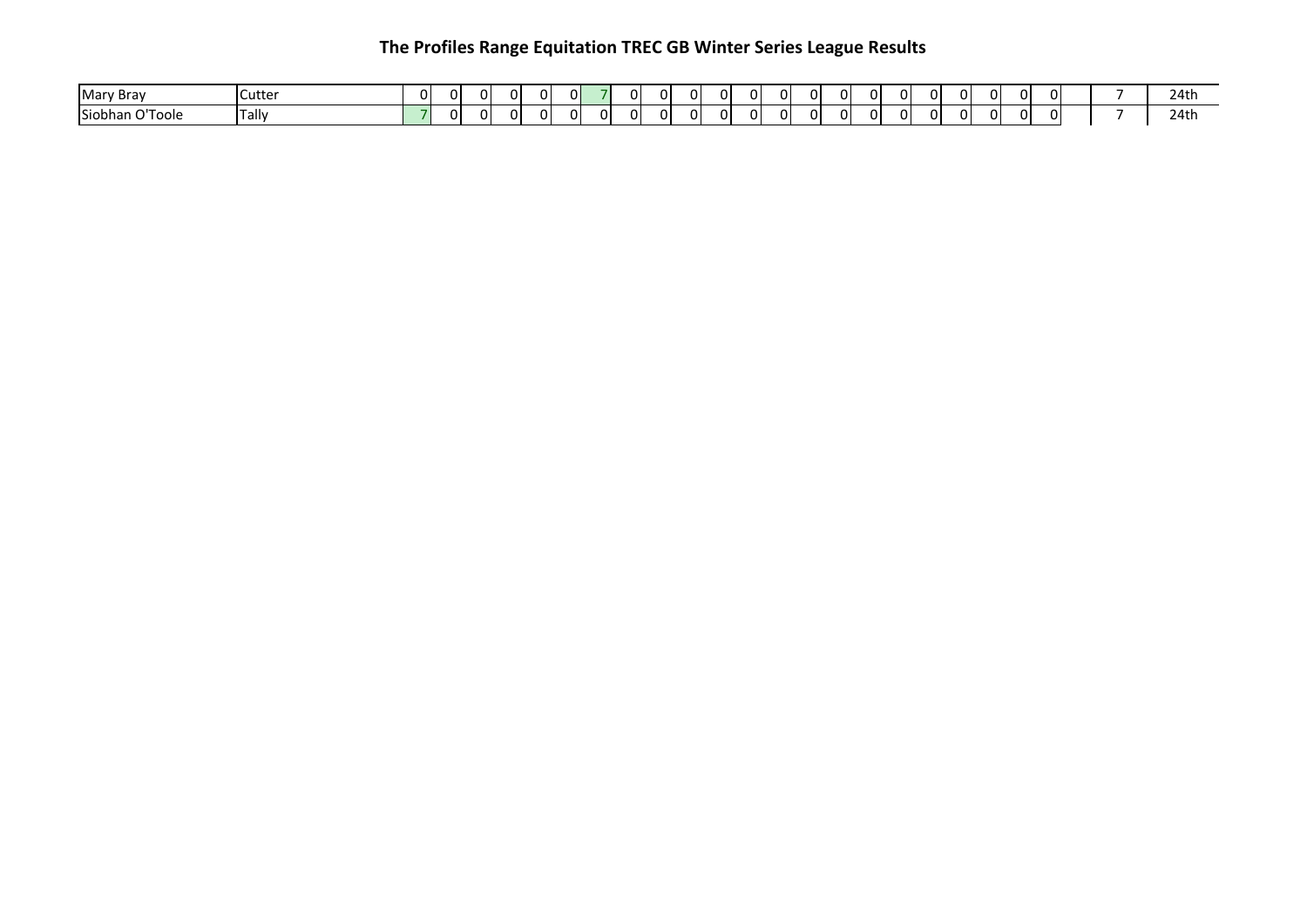# The Profiles Range Equitation TREC GB Winter Series League Results

| | | | | | | | | | | | | | | | | | | | | | | | | | | |
|---|---|---|---|---|---|---|---|---|---|---|---|---|---|---|---|---|---|---|---|---|---|---|---|---|---|---|
| Mary Bray | Cutter | 0 | 0 | 0 | 0 | 0 | 0 | 7 | 0 | 0 | 0 | 0 | 0 | 0 | 0 | 0 | 0 | 0 | 0 | 0 | 0 | 0 | 0 | | 7 | 24th |
| Siobhan O'Toole | Tally | 7 | 0 | 0 | 0 | 0 | 0 | 0 | 0 | 0 | 0 | 0 | 0 | 0 | 0 | 0 | 0 | 0 | 0 | 0 | 0 | 0 | 0 | | 7 | 24th |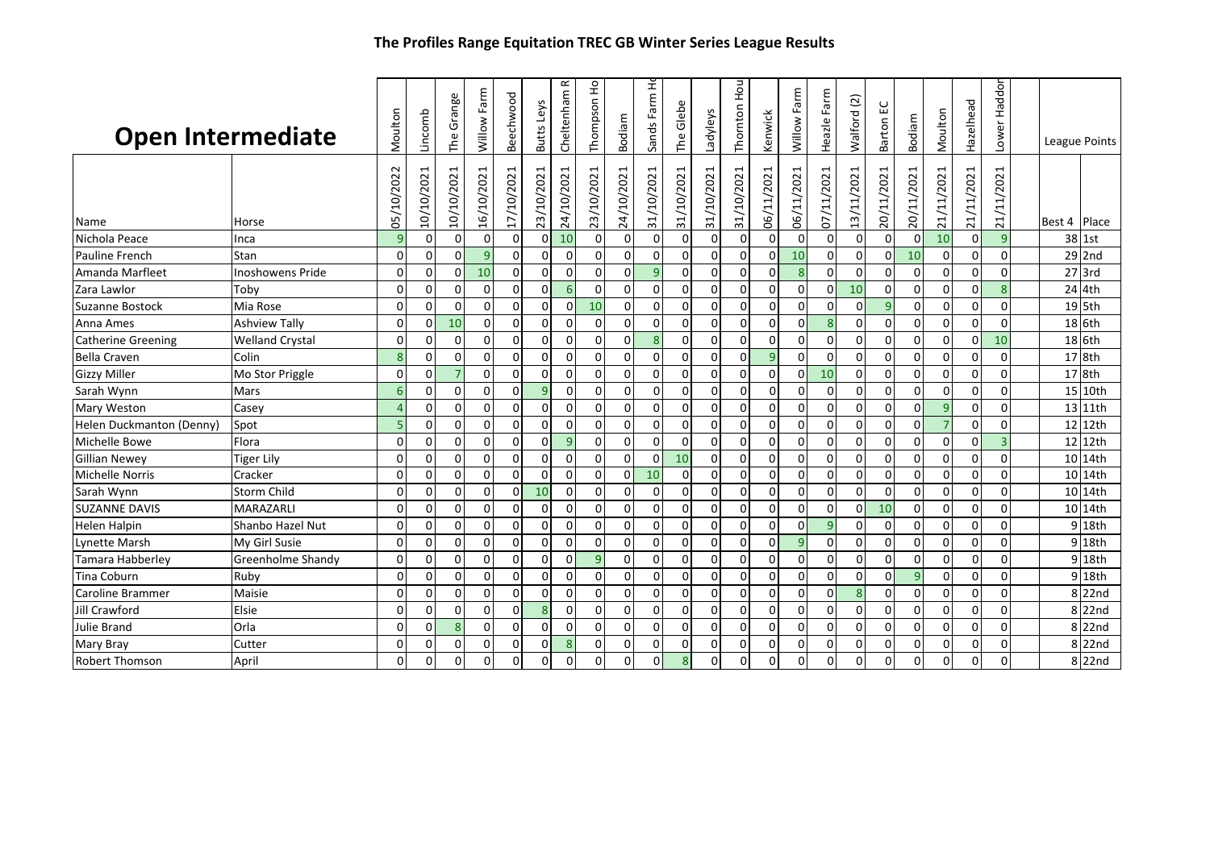## The Profiles Range Equitation TREC GB Winter Series League Results

# Open Intermediate

| Name | Horse | Moulton 05/10/2022 | Lincomb 10/10/2021 | The Grange 10/10/2021 | Willow Farm 16/10/2021 | Beechwood 17/10/2021 | Butts Leys 23/10/2021 | Cheltenham R 24/10/2021 | Thompson Ho 23/10/2021 | Bodiam 24/10/2021 | Sands Farm Ho 31/10/2021 | The Glebe 31/10/2021 | Ladyleys 31/10/2021 | Thornton Hou 31/10/2021 | Kenwick 06/11/2021 | Willow Farm 06/11/2021 | Heazle Farm 07/11/2021 | Walford (2) 13/11/2021 | Barton EC 20/11/2021 | Bodiam 20/11/2021 | Moulton 21/11/2021 | Hazelhead 21/11/2021 | Lower Haddon 21/11/2021 | League Points Best 4 | Place |
|---|---|---|---|---|---|---|---|---|---|---|---|---|---|---|---|---|---|---|---|---|---|---|---|---|---|
| Nichola Peace | Inca | 9 | 0 | 0 | 0 | 0 | 0 | 10 | 0 | 0 | 0 | 0 | 0 | 0 | 0 | 0 | 0 | 0 | 0 | 0 | 10 | 0 | 9 | 38 | 1st |
| Pauline French | Stan | 0 | 0 | 0 | 9 | 0 | 0 | 0 | 0 | 0 | 0 | 0 | 0 | 0 | 0 | 10 | 0 | 0 | 0 | 10 | 0 | 0 | 0 | 29 | 2nd |
| Amanda Marfleet | Inoshowens Pride | 0 | 0 | 0 | 10 | 0 | 0 | 0 | 0 | 0 | 9 | 0 | 0 | 0 | 0 | 8 | 0 | 0 | 0 | 0 | 0 | 0 | 0 | 27 | 3rd |
| Zara Lawlor | Toby | 0 | 0 | 0 | 0 | 0 | 0 | 6 | 0 | 0 | 0 | 0 | 0 | 0 | 0 | 0 | 0 | 10 | 0 | 0 | 0 | 0 | 8 | 24 | 4th |
| Suzanne Bostock | Mia Rose | 0 | 0 | 0 | 0 | 0 | 0 | 0 | 10 | 0 | 0 | 0 | 0 | 0 | 0 | 0 | 0 | 0 | 9 | 0 | 0 | 0 | 0 | 19 | 5th |
| Anna Ames | Ashview Tally | 0 | 0 | 10 | 0 | 0 | 0 | 0 | 0 | 0 | 0 | 0 | 0 | 0 | 0 | 0 | 8 | 0 | 0 | 0 | 0 | 0 | 0 | 18 | 6th |
| Catherine Greening | Welland Crystal | 0 | 0 | 0 | 0 | 0 | 0 | 0 | 0 | 0 | 8 | 0 | 0 | 0 | 0 | 0 | 0 | 0 | 0 | 0 | 0 | 0 | 10 | 18 | 6th |
| Bella Craven | Colin | 8 | 0 | 0 | 0 | 0 | 0 | 0 | 0 | 0 | 0 | 0 | 0 | 0 | 9 | 0 | 0 | 0 | 0 | 0 | 0 | 0 | 0 | 17 | 8th |
| Gizzy Miller | Mo Stor Priggle | 0 | 0 | 7 | 0 | 0 | 0 | 0 | 0 | 0 | 0 | 0 | 0 | 0 | 0 | 0 | 10 | 0 | 0 | 0 | 0 | 0 | 0 | 17 | 8th |
| Sarah Wynn | Mars | 6 | 0 | 0 | 0 | 0 | 9 | 0 | 0 | 0 | 0 | 0 | 0 | 0 | 0 | 0 | 0 | 0 | 0 | 0 | 0 | 0 | 0 | 15 | 10th |
| Mary Weston | Casey | 4 | 0 | 0 | 0 | 0 | 0 | 0 | 0 | 0 | 0 | 0 | 0 | 0 | 0 | 0 | 0 | 0 | 0 | 0 | 9 | 0 | 0 | 13 | 11th |
| Helen Duckmanton (Denny) | Spot | 5 | 0 | 0 | 0 | 0 | 0 | 0 | 0 | 0 | 0 | 0 | 0 | 0 | 0 | 0 | 0 | 0 | 0 | 0 | 7 | 0 | 0 | 12 | 12th |
| Michelle Bowe | Flora | 0 | 0 | 0 | 0 | 0 | 0 | 9 | 0 | 0 | 0 | 0 | 0 | 0 | 0 | 0 | 0 | 0 | 0 | 0 | 0 | 0 | 3 | 12 | 12th |
| Gillian Newey | Tiger Lily | 0 | 0 | 0 | 0 | 0 | 0 | 0 | 0 | 0 | 0 | 10 | 0 | 0 | 0 | 0 | 0 | 0 | 0 | 0 | 0 | 0 | 0 | 10 | 14th |
| Michelle Norris | Cracker | 0 | 0 | 0 | 0 | 0 | 0 | 0 | 0 | 0 | 10 | 0 | 0 | 0 | 0 | 0 | 0 | 0 | 0 | 0 | 0 | 0 | 0 | 10 | 14th |
| Sarah Wynn | Storm Child | 0 | 0 | 0 | 0 | 0 | 10 | 0 | 0 | 0 | 0 | 0 | 0 | 0 | 0 | 0 | 0 | 0 | 0 | 0 | 0 | 0 | 0 | 10 | 14th |
| SUZANNE DAVIS | MARAZARLI | 0 | 0 | 0 | 0 | 0 | 0 | 0 | 0 | 0 | 0 | 0 | 0 | 0 | 0 | 0 | 0 | 0 | 10 | 0 | 0 | 0 | 0 | 10 | 14th |
| Helen Halpin | Shanbo Hazel Nut | 0 | 0 | 0 | 0 | 0 | 0 | 0 | 0 | 0 | 0 | 0 | 0 | 0 | 0 | 0 | 9 | 0 | 0 | 0 | 0 | 0 | 0 | 9 | 18th |
| Lynette Marsh | My Girl Susie | 0 | 0 | 0 | 0 | 0 | 0 | 0 | 0 | 0 | 0 | 0 | 0 | 0 | 0 | 9 | 0 | 0 | 0 | 0 | 0 | 0 | 0 | 9 | 18th |
| Tamara Habberley | Greenholme Shandy | 0 | 0 | 0 | 0 | 0 | 0 | 0 | 9 | 0 | 0 | 0 | 0 | 0 | 0 | 0 | 0 | 0 | 0 | 0 | 0 | 0 | 0 | 9 | 18th |
| Tina Coburn | Ruby | 0 | 0 | 0 | 0 | 0 | 0 | 0 | 0 | 0 | 0 | 0 | 0 | 0 | 0 | 0 | 0 | 0 | 0 | 9 | 0 | 0 | 0 | 9 | 18th |
| Caroline Brammer | Maisie | 0 | 0 | 0 | 0 | 0 | 0 | 0 | 0 | 0 | 0 | 0 | 0 | 0 | 0 | 0 | 0 | 8 | 0 | 0 | 0 | 0 | 0 | 8 | 22nd |
| Jill Crawford | Elsie | 0 | 0 | 0 | 0 | 0 | 8 | 0 | 0 | 0 | 0 | 0 | 0 | 0 | 0 | 0 | 0 | 0 | 0 | 0 | 0 | 0 | 0 | 8 | 22nd |
| Julie Brand | Orla | 0 | 0 | 8 | 0 | 0 | 0 | 0 | 0 | 0 | 0 | 0 | 0 | 0 | 0 | 0 | 0 | 0 | 0 | 0 | 0 | 0 | 0 | 8 | 22nd |
| Mary Bray | Cutter | 0 | 0 | 0 | 0 | 0 | 0 | 8 | 0 | 0 | 0 | 0 | 0 | 0 | 0 | 0 | 0 | 0 | 0 | 0 | 0 | 0 | 0 | 8 | 22nd |
| Robert Thomson | April | 0 | 0 | 0 | 0 | 0 | 0 | 0 | 0 | 0 | 0 | 8 | 0 | 0 | 0 | 0 | 0 | 0 | 0 | 0 | 0 | 0 | 0 | 8 | 22nd |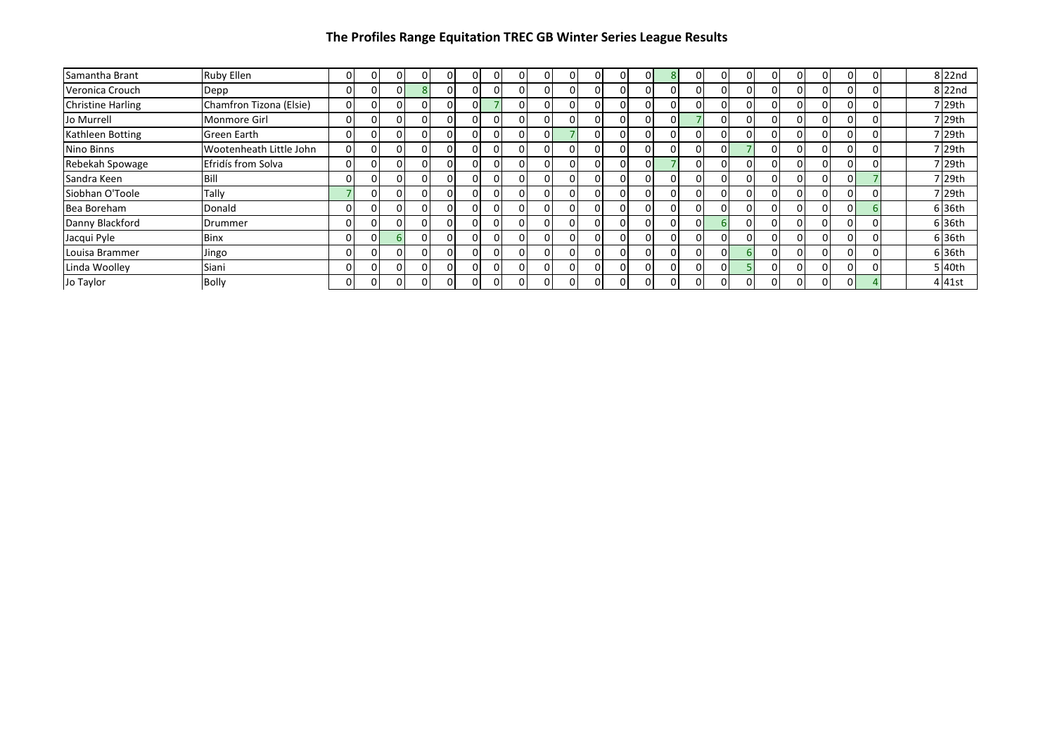# The Profiles Range Equitation TREC GB Winter Series League Results

| | | | | | | | | | | | | | | | | | | | | | | | | | | |
|---|---|---|---|---|---|---|---|---|---|---|---|---|---|---|---|---|---|---|---|---|---|---|---|---|---|---|
| Samantha Brant | Ruby Ellen | 0 | 0 | 0 | 0 | 0 | 0 | 0 | 0 | 0 | 0 | 0 | 0 | 0 | 8 | 0 | 0 | 0 | 0 | 0 | 0 | 0 | 0 | | 8 | 22nd |
| Veronica Crouch | Depp | 0 | 0 | 0 | 8 | 0 | 0 | 0 | 0 | 0 | 0 | 0 | 0 | 0 | 0 | 0 | 0 | 0 | 0 | 0 | 0 | 0 | 0 | | 8 | 22nd |
| Christine Harling | Chamfron Tizona (Elsie) | 0 | 0 | 0 | 0 | 0 | 0 | 7 | 0 | 0 | 0 | 0 | 0 | 0 | 0 | 0 | 0 | 0 | 0 | 0 | 0 | 0 | 0 | | 7 | 29th |
| Jo Murrell | Monmore Girl | 0 | 0 | 0 | 0 | 0 | 0 | 0 | 0 | 0 | 0 | 0 | 0 | 0 | 0 | 7 | 0 | 0 | 0 | 0 | 0 | 0 | 0 | | 7 | 29th |
| Kathleen Botting | Green Earth | 0 | 0 | 0 | 0 | 0 | 0 | 0 | 0 | 0 | 7 | 0 | 0 | 0 | 0 | 0 | 0 | 0 | 0 | 0 | 0 | 0 | 0 | | 7 | 29th |
| Nino Binns | Wootenheath Little John | 0 | 0 | 0 | 0 | 0 | 0 | 0 | 0 | 0 | 0 | 0 | 0 | 0 | 0 | 0 | 0 | 7 | 0 | 0 | 0 | 0 | 0 | | 7 | 29th |
| Rebekah Spowage | Efridís from Solva | 0 | 0 | 0 | 0 | 0 | 0 | 0 | 0 | 0 | 0 | 0 | 0 | 0 | 7 | 0 | 0 | 0 | 0 | 0 | 0 | 0 | 0 | | 7 | 29th |
| Sandra Keen | Bill | 0 | 0 | 0 | 0 | 0 | 0 | 0 | 0 | 0 | 0 | 0 | 0 | 0 | 0 | 0 | 0 | 0 | 0 | 0 | 0 | 0 | 7 | | 7 | 29th |
| Siobhan O'Toole | Tally | 7 | 0 | 0 | 0 | 0 | 0 | 0 | 0 | 0 | 0 | 0 | 0 | 0 | 0 | 0 | 0 | 0 | 0 | 0 | 0 | 0 | 0 | | 7 | 29th |
| Bea Boreham | Donald | 0 | 0 | 0 | 0 | 0 | 0 | 0 | 0 | 0 | 0 | 0 | 0 | 0 | 0 | 0 | 0 | 0 | 0 | 0 | 0 | 0 | 6 | | 6 | 36th |
| Danny Blackford | Drummer | 0 | 0 | 0 | 0 | 0 | 0 | 0 | 0 | 0 | 0 | 0 | 0 | 0 | 0 | 0 | 6 | 0 | 0 | 0 | 0 | 0 | 0 | | 6 | 36th |
| Jacqui Pyle | Binx | 0 | 0 | 6 | 0 | 0 | 0 | 0 | 0 | 0 | 0 | 0 | 0 | 0 | 0 | 0 | 0 | 0 | 0 | 0 | 0 | 0 | 0 | | 6 | 36th |
| Louisa Brammer | Jingo | 0 | 0 | 0 | 0 | 0 | 0 | 0 | 0 | 0 | 0 | 0 | 0 | 0 | 0 | 0 | 0 | 6 | 0 | 0 | 0 | 0 | 0 | | 6 | 36th |
| Linda Woolley | Siani | 0 | 0 | 0 | 0 | 0 | 0 | 0 | 0 | 0 | 0 | 0 | 0 | 0 | 0 | 0 | 0 | 5 | 0 | 0 | 0 | 0 | 0 | | 5 | 40th |
| Jo Taylor | Bolly | 0 | 0 | 0 | 0 | 0 | 0 | 0 | 0 | 0 | 0 | 0 | 0 | 0 | 0 | 0 | 0 | 0 | 0 | 0 | 0 | 0 | 4 | | 4 | 41st |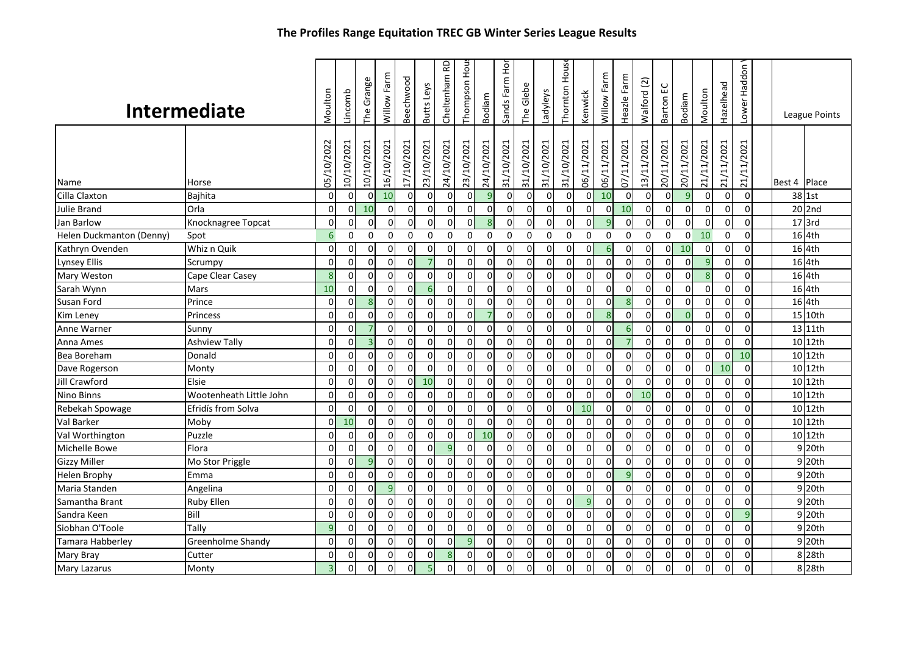## The Profiles Range Equitation TREC GB Winter Series League Results

| Intermediate | | Moulton | Lincomb | The Grange | Willow Farm | Beechwood | Butts Leys | Cheltenham RD | Thompson Hous | Bodiam | Sands Farm Hor | The Glebe | Ladyleys | Thornton House | Kenwick | Willow Farm | Heazle Farm | Walford (2) | Barton EC | Bodiam | Moulton | Hazelhead | Lower Haddon | League Points | |
|---|---|---|---|---|---|---|---|---|---|---|---|---|---|---|---|---|---|---|---|---|---|---|---|---|---|
| Name | Horse | 05/10/2022 | 10/10/2021 | 10/10/2021 | 16/10/2021 | 17/10/2021 | 23/10/2021 | 24/10/2021 | 23/10/2021 | 24/10/2021 | 31/10/2021 | 31/10/2021 | 31/10/2021 | 31/10/2021 | 06/11/2021 | 06/11/2021 | 07/11/2021 | 13/11/2021 | 20/11/2021 | 20/11/2021 | 21/11/2021 | 21/11/2021 | 21/11/2021 | Best 4 | Place |
| Cilla Claxton | Bajhita | 0 | 0 | 0 | 10 | 0 | 0 | 0 | 0 | 9 | 0 | 0 | 0 | 0 | 0 | 10 | 0 | 0 | 0 | 9 | 0 | 0 | 0 | 38 | 1st |
| Julie Brand | Orla | 0 | 0 | 10 | 0 | 0 | 0 | 0 | 0 | 0 | 0 | 0 | 0 | 0 | 0 | 0 | 10 | 0 | 0 | 0 | 0 | 0 | 0 | 20 | 2nd |
| Jan Barlow | Knocknagree Topcat | 0 | 0 | 0 | 0 | 0 | 0 | 0 | 0 | 8 | 0 | 0 | 0 | 0 | 0 | 9 | 0 | 0 | 0 | 0 | 0 | 0 | 0 | 17 | 3rd |
| Helen Duckmanton (Denny) | Spot | 6 | 0 | 0 | 0 | 0 | 0 | 0 | 0 | 0 | 0 | 0 | 0 | 0 | 0 | 0 | 0 | 0 | 0 | 0 | 10 | 0 | 0 | 16 | 4th |
| Kathryn Ovenden | Whiz n Quik | 0 | 0 | 0 | 0 | 0 | 0 | 0 | 0 | 0 | 0 | 0 | 0 | 0 | 0 | 6 | 0 | 0 | 0 | 10 | 0 | 0 | 0 | 16 | 4th |
| Lynsey Ellis | Scrumpy | 0 | 0 | 0 | 0 | 0 | 7 | 0 | 0 | 0 | 0 | 0 | 0 | 0 | 0 | 0 | 0 | 0 | 0 | 0 | 9 | 0 | 0 | 16 | 4th |
| Mary Weston | Cape Clear Casey | 8 | 0 | 0 | 0 | 0 | 0 | 0 | 0 | 0 | 0 | 0 | 0 | 0 | 0 | 0 | 0 | 0 | 0 | 0 | 8 | 0 | 0 | 16 | 4th |
| Sarah Wynn | Mars | 10 | 0 | 0 | 0 | 0 | 6 | 0 | 0 | 0 | 0 | 0 | 0 | 0 | 0 | 0 | 0 | 0 | 0 | 0 | 0 | 0 | 0 | 16 | 4th |
| Susan Ford | Prince | 0 | 0 | 8 | 0 | 0 | 0 | 0 | 0 | 0 | 0 | 0 | 0 | 0 | 0 | 0 | 8 | 0 | 0 | 0 | 0 | 0 | 0 | 16 | 4th |
| Kim Leney | Princess | 0 | 0 | 0 | 0 | 0 | 0 | 0 | 0 | 7 | 0 | 0 | 0 | 0 | 0 | 8 | 0 | 0 | 0 | 0 | 0 | 0 | 0 | 15 | 10th |
| Anne Warner | Sunny | 0 | 0 | 7 | 0 | 0 | 0 | 0 | 0 | 0 | 0 | 0 | 0 | 0 | 0 | 0 | 6 | 0 | 0 | 0 | 0 | 0 | 0 | 13 | 11th |
| Anna Ames | Ashview Tally | 0 | 0 | 3 | 0 | 0 | 0 | 0 | 0 | 0 | 0 | 0 | 0 | 0 | 0 | 0 | 7 | 0 | 0 | 0 | 0 | 0 | 0 | 10 | 12th |
| Bea Boreham | Donald | 0 | 0 | 0 | 0 | 0 | 0 | 0 | 0 | 0 | 0 | 0 | 0 | 0 | 0 | 0 | 0 | 0 | 0 | 0 | 0 | 0 | 10 | 10 | 12th |
| Dave Rogerson | Monty | 0 | 0 | 0 | 0 | 0 | 0 | 0 | 0 | 0 | 0 | 0 | 0 | 0 | 0 | 0 | 0 | 0 | 0 | 0 | 0 | 10 | 0 | 10 | 12th |
| Jill Crawford | Elsie | 0 | 0 | 0 | 0 | 0 | 10 | 0 | 0 | 0 | 0 | 0 | 0 | 0 | 0 | 0 | 0 | 0 | 0 | 0 | 0 | 0 | 0 | 10 | 12th |
| Nino Binns | Wootenheath Little John | 0 | 0 | 0 | 0 | 0 | 0 | 0 | 0 | 0 | 0 | 0 | 0 | 0 | 0 | 0 | 0 | 10 | 0 | 0 | 0 | 0 | 0 | 10 | 12th |
| Rebekah Spowage | Efridís from Solva | 0 | 0 | 0 | 0 | 0 | 0 | 0 | 0 | 0 | 0 | 0 | 0 | 0 | 10 | 0 | 0 | 0 | 0 | 0 | 0 | 0 | 0 | 10 | 12th |
| Val Barker | Moby | 0 | 10 | 0 | 0 | 0 | 0 | 0 | 0 | 0 | 0 | 0 | 0 | 0 | 0 | 0 | 0 | 0 | 0 | 0 | 0 | 0 | 0 | 10 | 12th |
| Val Worthington | Puzzle | 0 | 0 | 0 | 0 | 0 | 0 | 0 | 0 | 10 | 0 | 0 | 0 | 0 | 0 | 0 | 0 | 0 | 0 | 0 | 0 | 0 | 0 | 10 | 12th |
| Michelle Bowe | Flora | 0 | 0 | 0 | 0 | 0 | 0 | 9 | 0 | 0 | 0 | 0 | 0 | 0 | 0 | 0 | 0 | 0 | 0 | 0 | 0 | 0 | 0 | 9 | 20th |
| Gizzy Miller | Mo Stor Priggle | 0 | 0 | 9 | 0 | 0 | 0 | 0 | 0 | 0 | 0 | 0 | 0 | 0 | 0 | 0 | 0 | 0 | 0 | 0 | 0 | 0 | 0 | 9 | 20th |
| Helen Brophy | Emma | 0 | 0 | 0 | 0 | 0 | 0 | 0 | 0 | 0 | 0 | 0 | 0 | 0 | 0 | 0 | 9 | 0 | 0 | 0 | 0 | 0 | 0 | 9 | 20th |
| Maria Standen | Angelina | 0 | 0 | 0 | 9 | 0 | 0 | 0 | 0 | 0 | 0 | 0 | 0 | 0 | 0 | 0 | 0 | 0 | 0 | 0 | 0 | 0 | 0 | 9 | 20th |
| Samantha Brant | Ruby Ellen | 0 | 0 | 0 | 0 | 0 | 0 | 0 | 0 | 0 | 0 | 0 | 0 | 0 | 9 | 0 | 0 | 0 | 0 | 0 | 0 | 0 | 0 | 9 | 20th |
| Sandra Keen | Bill | 0 | 0 | 0 | 0 | 0 | 0 | 0 | 0 | 0 | 0 | 0 | 0 | 0 | 0 | 0 | 0 | 0 | 0 | 0 | 0 | 0 | 9 | 9 | 20th |
| Siobhan O'Toole | Tally | 9 | 0 | 0 | 0 | 0 | 0 | 0 | 0 | 0 | 0 | 0 | 0 | 0 | 0 | 0 | 0 | 0 | 0 | 0 | 0 | 0 | 0 | 9 | 20th |
| Tamara Habberley | Greenholme Shandy | 0 | 0 | 0 | 0 | 0 | 0 | 0 | 9 | 0 | 0 | 0 | 0 | 0 | 0 | 0 | 0 | 0 | 0 | 0 | 0 | 0 | 0 | 9 | 20th |
| Mary Bray | Cutter | 0 | 0 | 0 | 0 | 0 | 0 | 8 | 0 | 0 | 0 | 0 | 0 | 0 | 0 | 0 | 0 | 0 | 0 | 0 | 0 | 0 | 0 | 8 | 28th |
| Mary Lazarus | Monty | 3 | 0 | 0 | 0 | 0 | 5 | 0 | 0 | 0 | 0 | 0 | 0 | 0 | 0 | 0 | 0 | 0 | 0 | 0 | 0 | 0 | 0 | 8 | 28th |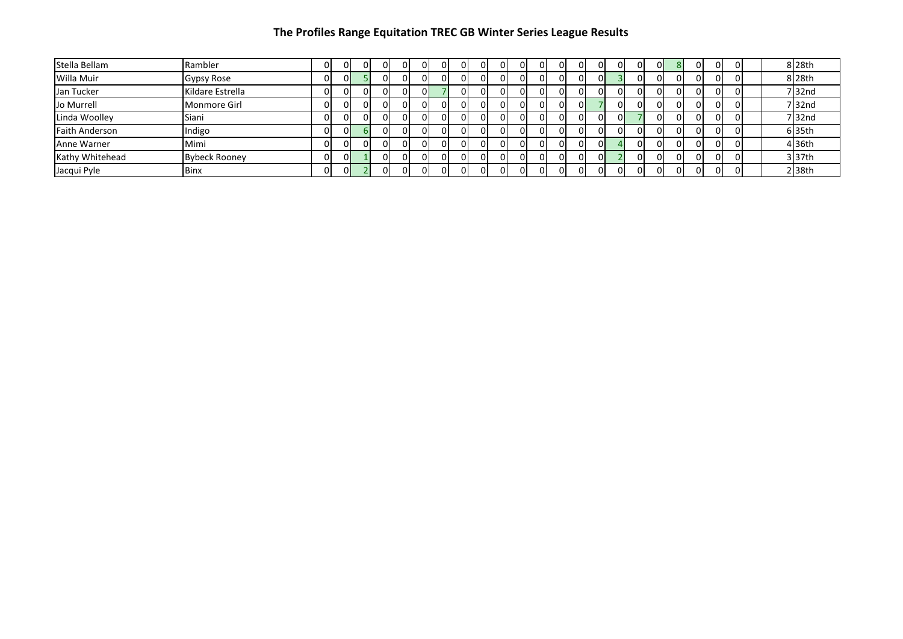# The Profiles Range Equitation TREC GB Winter Series League Results

| | | | | | | | | | | | | | | | | | | | | | | | | | |
|---|---|---|---|---|---|---|---|---|---|---|---|---|---|---|---|---|---|---|---|---|---|---|---|---|---|
| Stella Bellam | Rambler | 0 | 0 | 0 | 0 | 0 | 0 | 0 | 0 | 0 | 0 | 0 | 0 | 0 | 0 | 0 | 0 | 0 | 8 | 0 | 0 | 0 | | 8 | 28th |
| Willa Muir | Gypsy Rose | 0 | 0 | 5 | 0 | 0 | 0 | 0 | 0 | 0 | 0 | 0 | 0 | 0 | 0 | 3 | 0 | 0 | 0 | 0 | 0 | 0 | | 8 | 28th |
| Jan Tucker | Kildare Estrella | 0 | 0 | 0 | 0 | 0 | 0 | 7 | 0 | 0 | 0 | 0 | 0 | 0 | 0 | 0 | 0 | 0 | 0 | 0 | 0 | 0 | | 7 | 32nd |
| Jo Murrell | Monmore Girl | 0 | 0 | 0 | 0 | 0 | 0 | 0 | 0 | 0 | 0 | 0 | 0 | 0 | 7 | 0 | 0 | 0 | 0 | 0 | 0 | 0 | | 7 | 32nd |
| Linda Woolley | Siani | 0 | 0 | 0 | 0 | 0 | 0 | 0 | 0 | 0 | 0 | 0 | 0 | 0 | 0 | 0 | 7 | 0 | 0 | 0 | 0 | 0 | | 7 | 32nd |
| Faith Anderson | Indigo | 0 | 0 | 6 | 0 | 0 | 0 | 0 | 0 | 0 | 0 | 0 | 0 | 0 | 0 | 0 | 0 | 0 | 0 | 0 | 0 | 0 | | 6 | 35th |
| Anne Warner | Mimi | 0 | 0 | 0 | 0 | 0 | 0 | 0 | 0 | 0 | 0 | 0 | 0 | 0 | 0 | 4 | 0 | 0 | 0 | 0 | 0 | 0 | | 4 | 36th |
| Kathy Whitehead | Bybeck Rooney | 0 | 0 | 1 | 0 | 0 | 0 | 0 | 0 | 0 | 0 | 0 | 0 | 0 | 0 | 2 | 0 | 0 | 0 | 0 | 0 | 0 | | 3 | 37th |
| Jacqui Pyle | Binx | 0 | 0 | 2 | 0 | 0 | 0 | 0 | 0 | 0 | 0 | 0 | 0 | 0 | 0 | 0 | 0 | 0 | 0 | 0 | 0 | 0 | | 2 | 38th |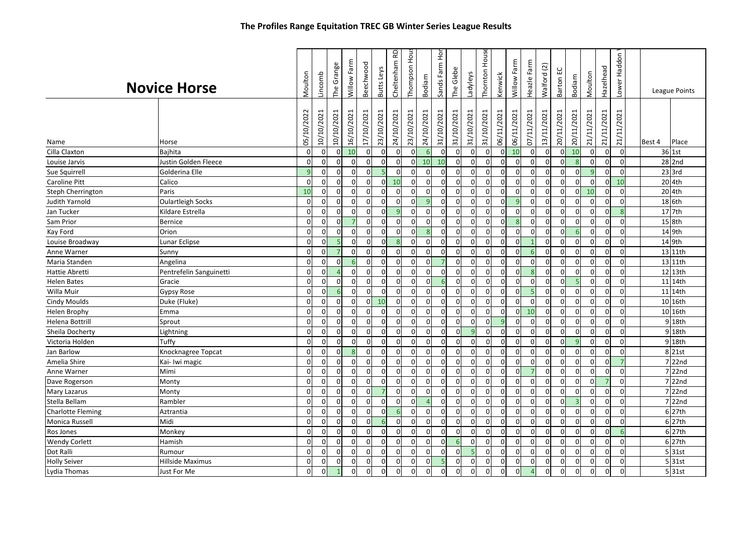# The Profiles Range Equitation TREC GB Winter Series League Results

## Novice Horse

| Name | Horse | Moulton 05/10/2022 | Lincomb 10/10/2021 | The Grange 10/10/2021 | Willow Farm 16/10/2021 | Beechwood 17/10/2021 | Butts Leys 23/10/2021 | Cheltenham RD 24/10/2021 | Thompson Hous 23/10/2021 | Bodiam 24/10/2021 | Sands Farm Hor 31/10/2021 | The Glebe 31/10/2021 | Ladyleys 31/10/2021 | Thornton House 31/10/2021 | Kenwick 06/11/2021 | Willow Farm 06/11/2021 | Heazle Farm 07/11/2021 | Walford (2) 13/11/2021 | Barton EC 20/11/2021 | Bodiam 20/11/2021 | Moulton 21/11/2021 | Hazelhead 21/11/2021 | Lower Haddon 21/11/2021 | Best 4 | Place |
|---|---|---|---|---|---|---|---|---|---|---|---|---|---|---|---|---|---|---|---|---|---|---|---|---|---|
| Cilla Claxton | Bajhita | 0 | 0 | 0 | 10 | 0 | 0 | 0 | 0 | 6 | 0 | 0 | 0 | 0 | 0 | 10 | 0 | 0 | 0 | 10 | 0 | 0 | 0 | 36 | 1st |
| Louise Jarvis | Justin Golden Fleece | 0 | 0 | 0 | 0 | 0 | 0 | 0 | 0 | 10 | 10 | 0 | 0 | 0 | 0 | 0 | 0 | 0 | 0 | 8 | 0 | 0 | 0 | 28 | 2nd |
| Sue Squirrell | Golderina Elle | 9 | 0 | 0 | 0 | 0 | 5 | 0 | 0 | 0 | 0 | 0 | 0 | 0 | 0 | 0 | 0 | 0 | 0 | 0 | 9 | 0 | 0 | 23 | 3rd |
| Caroline Pitt | Calico | 0 | 0 | 0 | 0 | 0 | 0 | 10 | 0 | 0 | 0 | 0 | 0 | 0 | 0 | 0 | 0 | 0 | 0 | 0 | 0 | 0 | 10 | 20 | 4th |
| Steph Cherrington | Paris | 10 | 0 | 0 | 0 | 0 | 0 | 0 | 0 | 0 | 0 | 0 | 0 | 0 | 0 | 0 | 0 | 0 | 0 | 0 | 10 | 0 | 0 | 20 | 4th |
| Judith Yarnold | Oulartleigh Socks | 0 | 0 | 0 | 0 | 0 | 0 | 0 | 0 | 9 | 0 | 0 | 0 | 0 | 0 | 9 | 0 | 0 | 0 | 0 | 0 | 0 | 0 | 18 | 6th |
| Jan Tucker | Kildare Estrella | 0 | 0 | 0 | 0 | 0 | 0 | 9 | 0 | 0 | 0 | 0 | 0 | 0 | 0 | 0 | 0 | 0 | 0 | 0 | 0 | 0 | 8 | 17 | 7th |
| Sam Prior | Bernice | 0 | 0 | 0 | 7 | 0 | 0 | 0 | 0 | 0 | 0 | 0 | 0 | 0 | 0 | 8 | 0 | 0 | 0 | 0 | 0 | 0 | 0 | 15 | 8th |
| Kay Ford | Orion | 0 | 0 | 0 | 0 | 0 | 0 | 0 | 0 | 8 | 0 | 0 | 0 | 0 | 0 | 0 | 0 | 0 | 0 | 6 | 0 | 0 | 0 | 14 | 9th |
| Louise Broadway | Lunar Eclipse | 0 | 0 | 5 | 0 | 0 | 0 | 8 | 0 | 0 | 0 | 0 | 0 | 0 | 0 | 0 | 1 | 0 | 0 | 0 | 0 | 0 | 0 | 14 | 9th |
| Anne Warner | Sunny | 0 | 0 | 7 | 0 | 0 | 0 | 0 | 0 | 0 | 0 | 0 | 0 | 0 | 0 | 0 | 6 | 0 | 0 | 0 | 0 | 0 | 0 | 13 | 11th |
| Maria Standen | Angelina | 0 | 0 | 0 | 6 | 0 | 0 | 0 | 0 | 0 | 7 | 0 | 0 | 0 | 0 | 0 | 0 | 0 | 0 | 0 | 0 | 0 | 0 | 13 | 11th |
| Hattie Abretti | Pentrefelin Sanguinetti | 0 | 0 | 4 | 0 | 0 | 0 | 0 | 0 | 0 | 0 | 0 | 0 | 0 | 0 | 0 | 8 | 0 | 0 | 0 | 0 | 0 | 0 | 12 | 13th |
| Helen Bates | Gracie | 0 | 0 | 0 | 0 | 0 | 0 | 0 | 0 | 0 | 6 | 0 | 0 | 0 | 0 | 0 | 0 | 0 | 0 | 5 | 0 | 0 | 0 | 11 | 14th |
| Willa Muir | Gypsy Rose | 0 | 0 | 6 | 0 | 0 | 0 | 0 | 0 | 0 | 0 | 0 | 0 | 0 | 0 | 0 | 5 | 0 | 0 | 0 | 0 | 0 | 0 | 11 | 14th |
| Cindy Moulds | Duke (Fluke) | 0 | 0 | 0 | 0 | 0 | 10 | 0 | 0 | 0 | 0 | 0 | 0 | 0 | 0 | 0 | 0 | 0 | 0 | 0 | 0 | 0 | 0 | 10 | 16th |
| Helen Brophy | Emma | 0 | 0 | 0 | 0 | 0 | 0 | 0 | 0 | 0 | 0 | 0 | 0 | 0 | 0 | 0 | 10 | 0 | 0 | 0 | 0 | 0 | 0 | 10 | 16th |
| Helena Bottrill | Sprout | 0 | 0 | 0 | 0 | 0 | 0 | 0 | 0 | 0 | 0 | 0 | 0 | 0 | 9 | 0 | 0 | 0 | 0 | 0 | 0 | 0 | 0 | 9 | 18th |
| Sheila Docherty | Lightning | 0 | 0 | 0 | 0 | 0 | 0 | 0 | 0 | 0 | 0 | 0 | 9 | 0 | 0 | 0 | 0 | 0 | 0 | 0 | 0 | 0 | 0 | 9 | 18th |
| Victoria Holden | Tuffy | 0 | 0 | 0 | 0 | 0 | 0 | 0 | 0 | 0 | 0 | 0 | 0 | 0 | 0 | 0 | 0 | 0 | 0 | 9 | 0 | 0 | 0 | 9 | 18th |
| Jan Barlow | Knocknagree Topcat | 0 | 0 | 0 | 8 | 0 | 0 | 0 | 0 | 0 | 0 | 0 | 0 | 0 | 0 | 0 | 0 | 0 | 0 | 0 | 0 | 0 | 0 | 8 | 21st |
| Amelia Shire | Kai- Iwi magic | 0 | 0 | 0 | 0 | 0 | 0 | 0 | 0 | 0 | 0 | 0 | 0 | 0 | 0 | 0 | 0 | 0 | 0 | 0 | 0 | 0 | 7 | 7 | 22nd |
| Anne Warner | Mimi | 0 | 0 | 0 | 0 | 0 | 0 | 0 | 0 | 0 | 0 | 0 | 0 | 0 | 0 | 0 | 7 | 0 | 0 | 0 | 0 | 0 | 0 | 7 | 22nd |
| Dave Rogerson | Monty | 0 | 0 | 0 | 0 | 0 | 0 | 0 | 0 | 0 | 0 | 0 | 0 | 0 | 0 | 0 | 0 | 0 | 0 | 0 | 0 | 7 | 0 | 7 | 22nd |
| Mary Lazarus | Monty | 0 | 0 | 0 | 0 | 0 | 7 | 0 | 0 | 0 | 0 | 0 | 0 | 0 | 0 | 0 | 0 | 0 | 0 | 0 | 0 | 0 | 0 | 7 | 22nd |
| Stella Bellam | Rambler | 0 | 0 | 0 | 0 | 0 | 0 | 0 | 0 | 4 | 0 | 0 | 0 | 0 | 0 | 0 | 0 | 0 | 0 | 3 | 0 | 0 | 0 | 7 | 22nd |
| Charlotte Fleming | Aztrantia | 0 | 0 | 0 | 0 | 0 | 0 | 6 | 0 | 0 | 0 | 0 | 0 | 0 | 0 | 0 | 0 | 0 | 0 | 0 | 0 | 0 | 0 | 6 | 27th |
| Monica Russell | Midi | 0 | 0 | 0 | 0 | 0 | 6 | 0 | 0 | 0 | 0 | 0 | 0 | 0 | 0 | 0 | 0 | 0 | 0 | 0 | 0 | 0 | 0 | 6 | 27th |
| Ros Jones | Monkey | 0 | 0 | 0 | 0 | 0 | 0 | 0 | 0 | 0 | 0 | 0 | 0 | 0 | 0 | 0 | 0 | 0 | 0 | 0 | 0 | 0 | 6 | 6 | 27th |
| Wendy Corlett | Hamish | 0 | 0 | 0 | 0 | 0 | 0 | 0 | 0 | 0 | 0 | 6 | 0 | 0 | 0 | 0 | 0 | 0 | 0 | 0 | 0 | 0 | 0 | 6 | 27th |
| Dot Ralli | Rumour | 0 | 0 | 0 | 0 | 0 | 0 | 0 | 0 | 0 | 0 | 0 | 5 | 0 | 0 | 0 | 0 | 0 | 0 | 0 | 0 | 0 | 0 | 5 | 31st |
| Holly Seiver | Hillside Maximus | 0 | 0 | 0 | 0 | 0 | 0 | 0 | 0 | 0 | 5 | 0 | 0 | 0 | 0 | 0 | 0 | 0 | 0 | 0 | 0 | 0 | 0 | 5 | 31st |
| Lydia Thomas | Just For Me | 0 | 0 | 1 | 0 | 0 | 0 | 0 | 0 | 0 | 0 | 0 | 0 | 0 | 0 | 0 | 4 | 0 | 0 | 0 | 0 | 0 | 0 | 5 | 31st |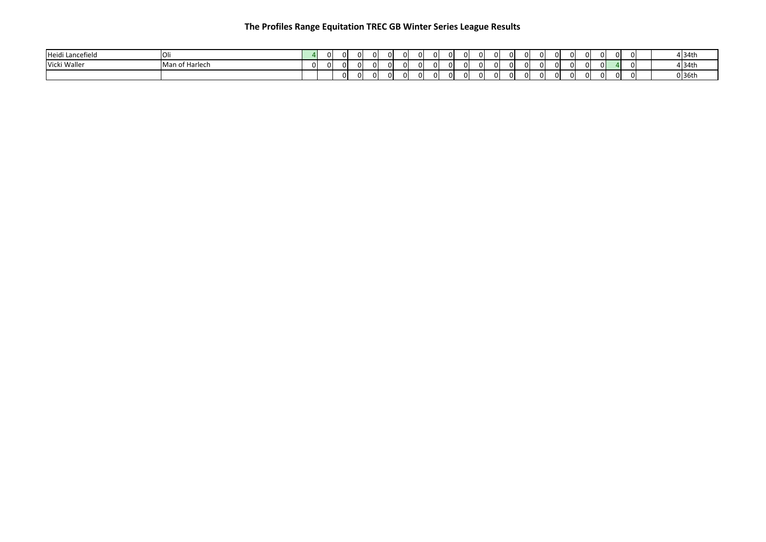# The Profiles Range Equitation TREC GB Winter Series League Results

| | | | | | | | | | | | | | | | | | | | | | | | | | | |
|---|---|---|---|---|---|---|---|---|---|---|---|---|---|---|---|---|---|---|---|---|---|---|---|---|---|---|
| Heidi Lancefield | Oli | 4 | 0 | 0 | 0 | 0 | 0 | 0 | 0 | 0 | 0 | 0 | 0 | 0 | 0 | 0 | 0 | 0 | 0 | 0 | 0 | 0 | 0 | | 4 | 34th |
| Vicki Waller | Man of Harlech | 0 | 0 | 0 | 0 | 0 | 0 | 0 | 0 | 0 | 0 | 0 | 0 | 0 | 0 | 0 | 0 | 0 | 0 | 0 | 0 | 4 | 0 | | 4 | 34th |
| | | | | 0 | 0 | 0 | 0 | 0 | 0 | 0 | 0 | 0 | 0 | 0 | 0 | 0 | 0 | 0 | 0 | 0 | 0 | 0 | 0 | | 0 | 36th |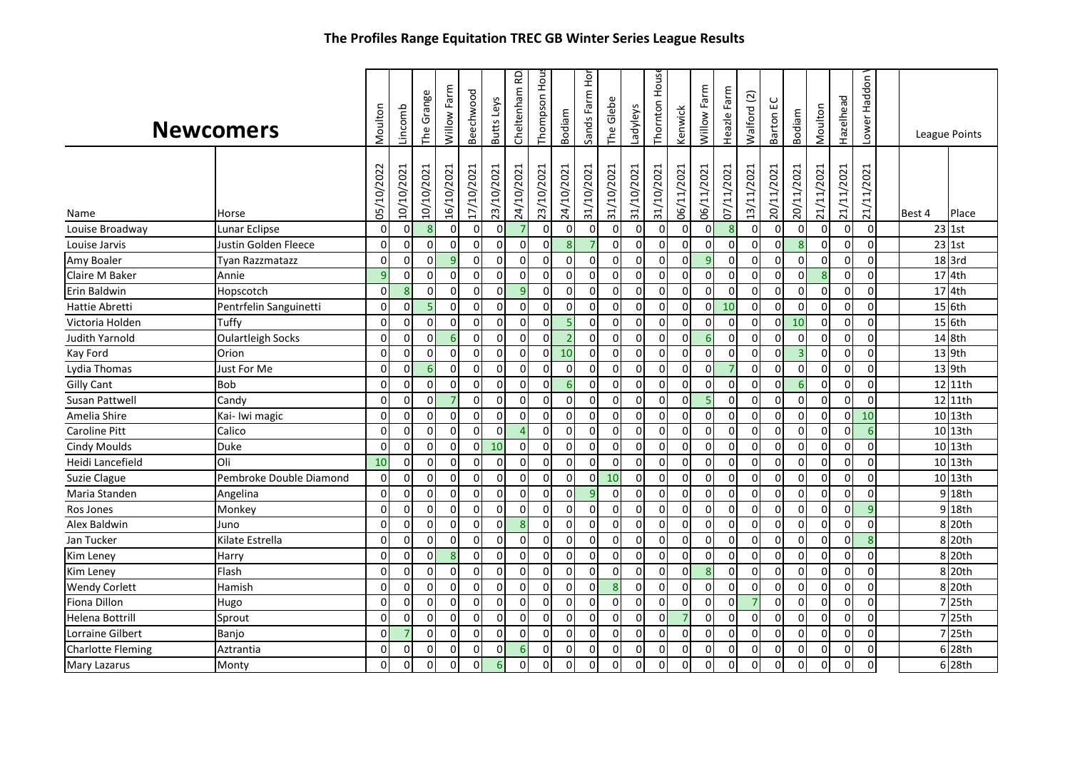# The Profiles Range Equitation TREC GB Winter Series League Results

| Newcomers | | Moulton | Lincomb | The Grange | Willow Farm | Beechwood | Butts Leys | Cheltenham RD | Thompson Hous | Bodiam | Sands Farm Hor | The Glebe | Ladyleys | Thornton Hous | Kenwick | Willow Farm | Heazle Farm | Walford (2) | Barton EC | Bodiam | Moulton | Hazelhead | Lower Haddon \ | League Points | |
|---|---|---|---|---|---|---|---|---|---|---|---|---|---|---|---|---|---|---|---|---|---|---|---|---|---|
| Name | Horse | 05/10/2022 | 10/10/2021 | 10/10/2021 | 16/10/2021 | 17/10/2021 | 23/10/2021 | 24/10/2021 | 23/10/2021 | 24/10/2021 | 31/10/2021 | 31/10/2021 | 31/10/2021 | 31/10/2021 | 06/11/2021 | 06/11/2021 | 07/11/2021 | 13/11/2021 | 20/11/2021 | 20/11/2021 | 21/11/2021 | 21/11/2021 | 21/11/2021 | Best 4 | Place |
| Louise Broadway | Lunar Eclipse | 0 | 0 | 8 | 0 | 0 | 0 | 7 | 0 | 0 | 0 | 0 | 0 | 0 | 0 | 0 | 8 | 0 | 0 | 0 | 0 | 0 | 0 | 23 | 1st |
| Louise Jarvis | Justin Golden Fleece | 0 | 0 | 0 | 0 | 0 | 0 | 0 | 0 | 8 | 7 | 0 | 0 | 0 | 0 | 0 | 0 | 0 | 0 | 8 | 0 | 0 | 0 | 23 | 1st |
| Amy Boaler | Tyan Razzmatazz | 0 | 0 | 0 | 9 | 0 | 0 | 0 | 0 | 0 | 0 | 0 | 0 | 0 | 0 | 9 | 0 | 0 | 0 | 0 | 0 | 0 | 0 | 18 | 3rd |
| Claire M Baker | Annie | 9 | 0 | 0 | 0 | 0 | 0 | 0 | 0 | 0 | 0 | 0 | 0 | 0 | 0 | 0 | 0 | 0 | 0 | 0 | 8 | 0 | 0 | 17 | 4th |
| Erin Baldwin | Hopscotch | 0 | 8 | 0 | 0 | 0 | 0 | 9 | 0 | 0 | 0 | 0 | 0 | 0 | 0 | 0 | 0 | 0 | 0 | 0 | 0 | 0 | 0 | 17 | 4th |
| Hattie Abretti | Pentrfelin Sanguinetti | 0 | 0 | 5 | 0 | 0 | 0 | 0 | 0 | 0 | 0 | 0 | 0 | 0 | 0 | 0 | 10 | 0 | 0 | 0 | 0 | 0 | 0 | 15 | 6th |
| Victoria Holden | Tuffy | 0 | 0 | 0 | 0 | 0 | 0 | 0 | 0 | 5 | 0 | 0 | 0 | 0 | 0 | 0 | 0 | 0 | 0 | 10 | 0 | 0 | 0 | 15 | 6th |
| Judith Yarnold | Oulartleigh Socks | 0 | 0 | 0 | 6 | 0 | 0 | 0 | 0 | 2 | 0 | 0 | 0 | 0 | 0 | 6 | 0 | 0 | 0 | 0 | 0 | 0 | 0 | 14 | 8th |
| Kay Ford | Orion | 0 | 0 | 0 | 0 | 0 | 0 | 0 | 0 | 10 | 0 | 0 | 0 | 0 | 0 | 0 | 0 | 0 | 0 | 3 | 0 | 0 | 0 | 13 | 9th |
| Lydia Thomas | Just For Me | 0 | 0 | 6 | 0 | 0 | 0 | 0 | 0 | 0 | 0 | 0 | 0 | 0 | 0 | 0 | 7 | 0 | 0 | 0 | 0 | 0 | 0 | 13 | 9th |
| Gilly Cant | Bob | 0 | 0 | 0 | 0 | 0 | 0 | 0 | 0 | 6 | 0 | 0 | 0 | 0 | 0 | 0 | 0 | 0 | 0 | 6 | 0 | 0 | 0 | 12 | 11th |
| Susan Pattwell | Candy | 0 | 0 | 0 | 7 | 0 | 0 | 0 | 0 | 0 | 0 | 0 | 0 | 0 | 0 | 5 | 0 | 0 | 0 | 0 | 0 | 0 | 0 | 12 | 11th |
| Amelia Shire | Kai- Iwi magic | 0 | 0 | 0 | 0 | 0 | 0 | 0 | 0 | 0 | 0 | 0 | 0 | 0 | 0 | 0 | 0 | 0 | 0 | 0 | 0 | 0 | 10 | 10 | 13th |
| Caroline Pitt | Calico | 0 | 0 | 0 | 0 | 0 | 0 | 4 | 0 | 0 | 0 | 0 | 0 | 0 | 0 | 0 | 0 | 0 | 0 | 0 | 0 | 0 | 6 | 10 | 13th |
| Cindy Moulds | Duke | 0 | 0 | 0 | 0 | 0 | 10 | 0 | 0 | 0 | 0 | 0 | 0 | 0 | 0 | 0 | 0 | 0 | 0 | 0 | 0 | 0 | 0 | 10 | 13th |
| Heidi Lancefield | Oli | 10 | 0 | 0 | 0 | 0 | 0 | 0 | 0 | 0 | 0 | 0 | 0 | 0 | 0 | 0 | 0 | 0 | 0 | 0 | 0 | 0 | 0 | 10 | 13th |
| Suzie Clague | Pembroke Double Diamond | 0 | 0 | 0 | 0 | 0 | 0 | 0 | 0 | 0 | 0 | 10 | 0 | 0 | 0 | 0 | 0 | 0 | 0 | 0 | 0 | 0 | 0 | 10 | 13th |
| Maria Standen | Angelina | 0 | 0 | 0 | 0 | 0 | 0 | 0 | 0 | 0 | 9 | 0 | 0 | 0 | 0 | 0 | 0 | 0 | 0 | 0 | 0 | 0 | 0 | 9 | 18th |
| Ros Jones | Monkey | 0 | 0 | 0 | 0 | 0 | 0 | 0 | 0 | 0 | 0 | 0 | 0 | 0 | 0 | 0 | 0 | 0 | 0 | 0 | 0 | 0 | 9 | 9 | 18th |
| Alex Baldwin | Juno | 0 | 0 | 0 | 0 | 0 | 0 | 8 | 0 | 0 | 0 | 0 | 0 | 0 | 0 | 0 | 0 | 0 | 0 | 0 | 0 | 0 | 0 | 8 | 20th |
| Jan Tucker | Kilate Estrella | 0 | 0 | 0 | 0 | 0 | 0 | 0 | 0 | 0 | 0 | 0 | 0 | 0 | 0 | 0 | 0 | 0 | 0 | 0 | 0 | 0 | 8 | 8 | 20th |
| Kim Leney | Harry | 0 | 0 | 0 | 8 | 0 | 0 | 0 | 0 | 0 | 0 | 0 | 0 | 0 | 0 | 0 | 0 | 0 | 0 | 0 | 0 | 0 | 0 | 8 | 20th |
| Kim Leney | Flash | 0 | 0 | 0 | 0 | 0 | 0 | 0 | 0 | 0 | 0 | 0 | 0 | 0 | 0 | 8 | 0 | 0 | 0 | 0 | 0 | 0 | 0 | 8 | 20th |
| Wendy Corlett | Hamish | 0 | 0 | 0 | 0 | 0 | 0 | 0 | 0 | 0 | 0 | 8 | 0 | 0 | 0 | 0 | 0 | 0 | 0 | 0 | 0 | 0 | 0 | 8 | 20th |
| Fiona Dillon | Hugo | 0 | 0 | 0 | 0 | 0 | 0 | 0 | 0 | 0 | 0 | 0 | 0 | 0 | 0 | 0 | 0 | 7 | 0 | 0 | 0 | 0 | 0 | 7 | 25th |
| Helena Bottrill | Sprout | 0 | 0 | 0 | 0 | 0 | 0 | 0 | 0 | 0 | 0 | 0 | 0 | 0 | 7 | 0 | 0 | 0 | 0 | 0 | 0 | 0 | 0 | 7 | 25th |
| Lorraine Gilbert | Banjo | 0 | 7 | 0 | 0 | 0 | 0 | 0 | 0 | 0 | 0 | 0 | 0 | 0 | 0 | 0 | 0 | 0 | 0 | 0 | 0 | 0 | 0 | 7 | 25th |
| Charlotte Fleming | Aztrantia | 0 | 0 | 0 | 0 | 0 | 0 | 6 | 0 | 0 | 0 | 0 | 0 | 0 | 0 | 0 | 0 | 0 | 0 | 0 | 0 | 0 | 0 | 6 | 28th |
| Mary Lazarus | Monty | 0 | 0 | 0 | 0 | 0 | 6 | 0 | 0 | 0 | 0 | 0 | 0 | 0 | 0 | 0 | 0 | 0 | 0 | 0 | 0 | 0 | 0 | 6 | 28th |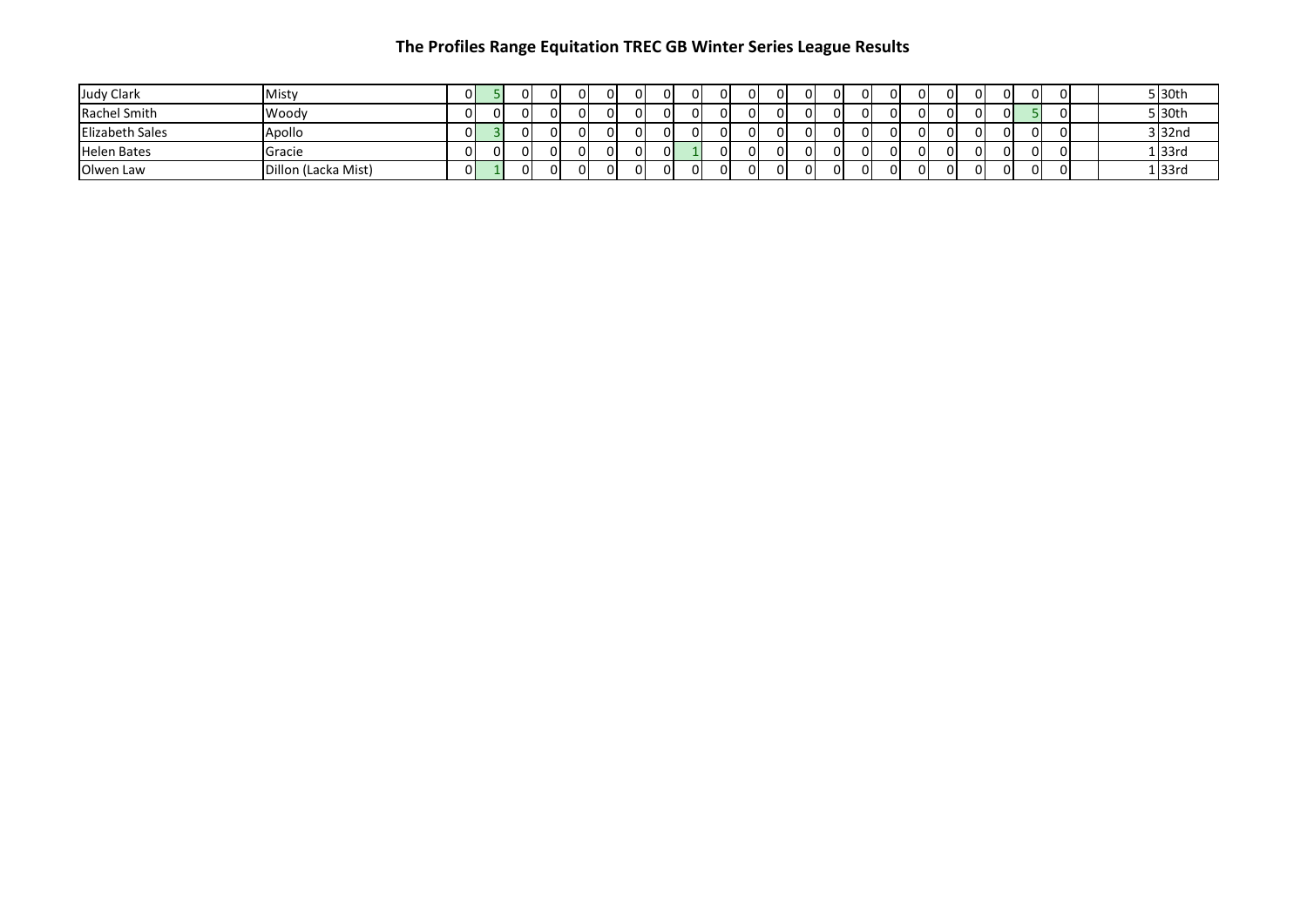# The Profiles Range Equitation TREC GB Winter Series League Results

| | | | | | | | | | | | | | | | | | | | | | | | | | | |
|---|---|---|---|---|---|---|---|---|---|---|---|---|---|---|---|---|---|---|---|---|---|---|---|---|---|---|
| Judy Clark | Misty | 0 | 5 | 0 | 0 | 0 | 0 | 0 | 0 | 0 | 0 | 0 | 0 | 0 | 0 | 0 | 0 | 0 | 0 | 0 | 0 | 0 | 0 | | 5 | 30th |
| Rachel Smith | Woody | 0 | 0 | 0 | 0 | 0 | 0 | 0 | 0 | 0 | 0 | 0 | 0 | 0 | 0 | 0 | 0 | 0 | 0 | 0 | 0 | 5 | 0 | | 5 | 30th |
| Elizabeth Sales | Apollo | 0 | 3 | 0 | 0 | 0 | 0 | 0 | 0 | 0 | 0 | 0 | 0 | 0 | 0 | 0 | 0 | 0 | 0 | 0 | 0 | 0 | 0 | | 3 | 32nd |
| Helen Bates | Gracie | 0 | 0 | 0 | 0 | 0 | 0 | 0 | 0 | 1 | 0 | 0 | 0 | 0 | 0 | 0 | 0 | 0 | 0 | 0 | 0 | 0 | 0 | | 1 | 33rd |
| Olwen Law | Dillon (Lacka Mist) | 0 | 1 | 0 | 0 | 0 | 0 | 0 | 0 | 0 | 0 | 0 | 0 | 0 | 0 | 0 | 0 | 0 | 0 | 0 | 0 | 0 | 0 | | 1 | 33rd |